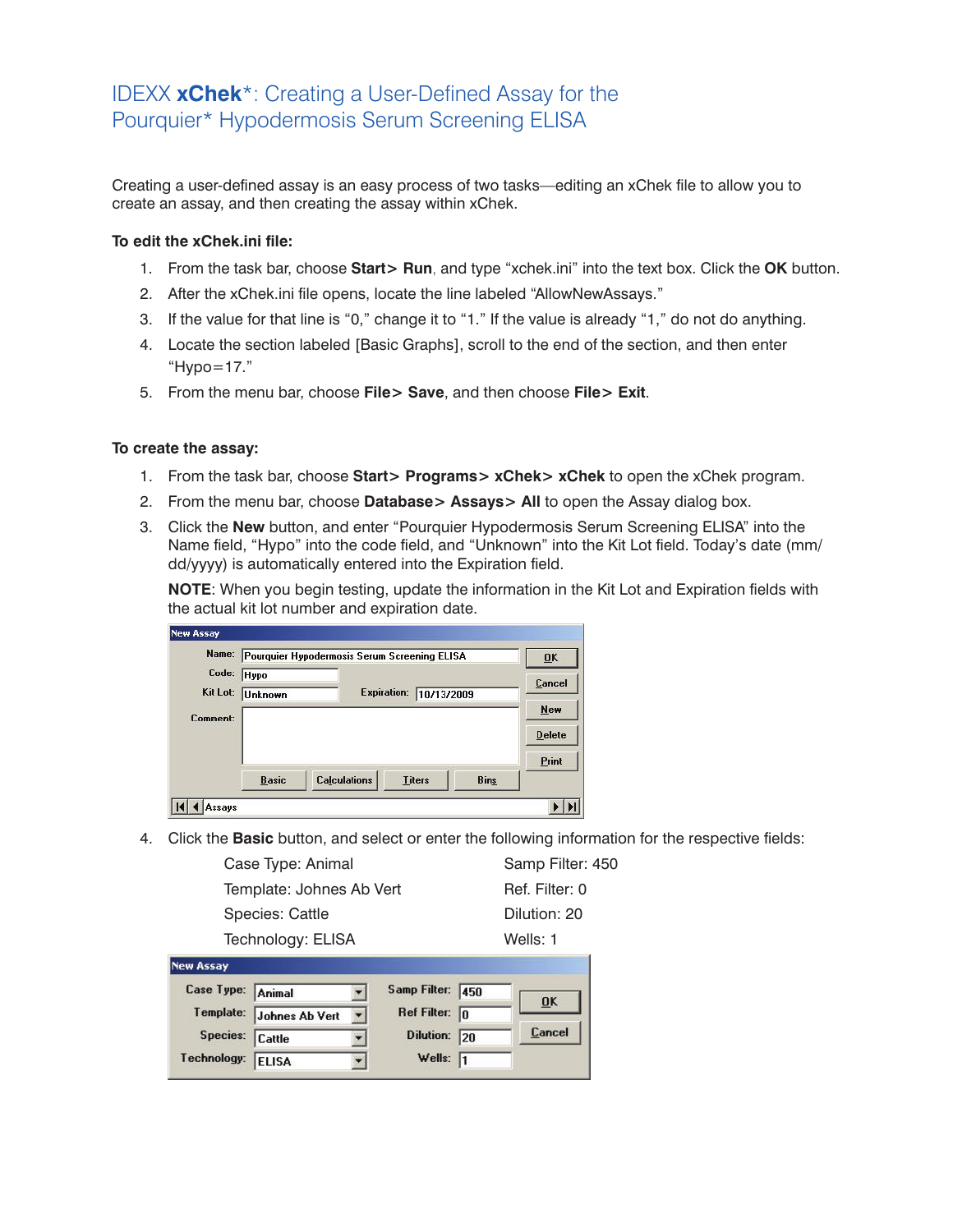# IDEXX **xChek***: Creating a User-Defined Assay for the Pourquier* Hypodermosis Serum Screening ELISA

Creating a user-defined assay is an easy process of two tasks—editing an xChek file to allow you to create an assay, and then creating the assay within xChek.

**To edit the xChek.ini file:**

1. From the task bar, choose **Start> Run**, and type "xchek.ini" into the text box. Click the **OK** button.
2. After the xChek.ini file opens, locate the line labeled "AllowNewAssays."
3. If the value for that line is "0," change it to "1." If the value is already "1," do not do anything.
4. Locate the section labeled [Basic Graphs], scroll to the end of the section, and then enter "Hypo=17."
5. From the menu bar, choose **File> Save**, and then choose **File> Exit**.

**To create the assay:**

1. From the task bar, choose **Start> Programs> xChek> xChek** to open the xChek program.
2. From the menu bar, choose **Database> Assays> All** to open the Assay dialog box.
3. Click the **New** button, and enter "Pourquier Hypodermosis Serum Screening ELISA" into the Name field, "Hypo" into the code field, and "Unknown" into the Kit Lot field. Today's date (mm/dd/yyyy) is automatically entered into the Expiration field.

   **NOTE**: When you begin testing, update the information in the Kit Lot and Expiration fields with the actual kit lot number and expiration date.

4. Click the **Basic** button, and select or enter the following information for the respective fields:

   | | |
   |---|---|
   | Case Type: Animal | Samp Filter: 450 |
   | Template: Johnes Ab Vert | Ref. Filter: 0 |
   | Species: Cattle | Dilution: 20 |
   | Technology: ELISA | Wells: 1 |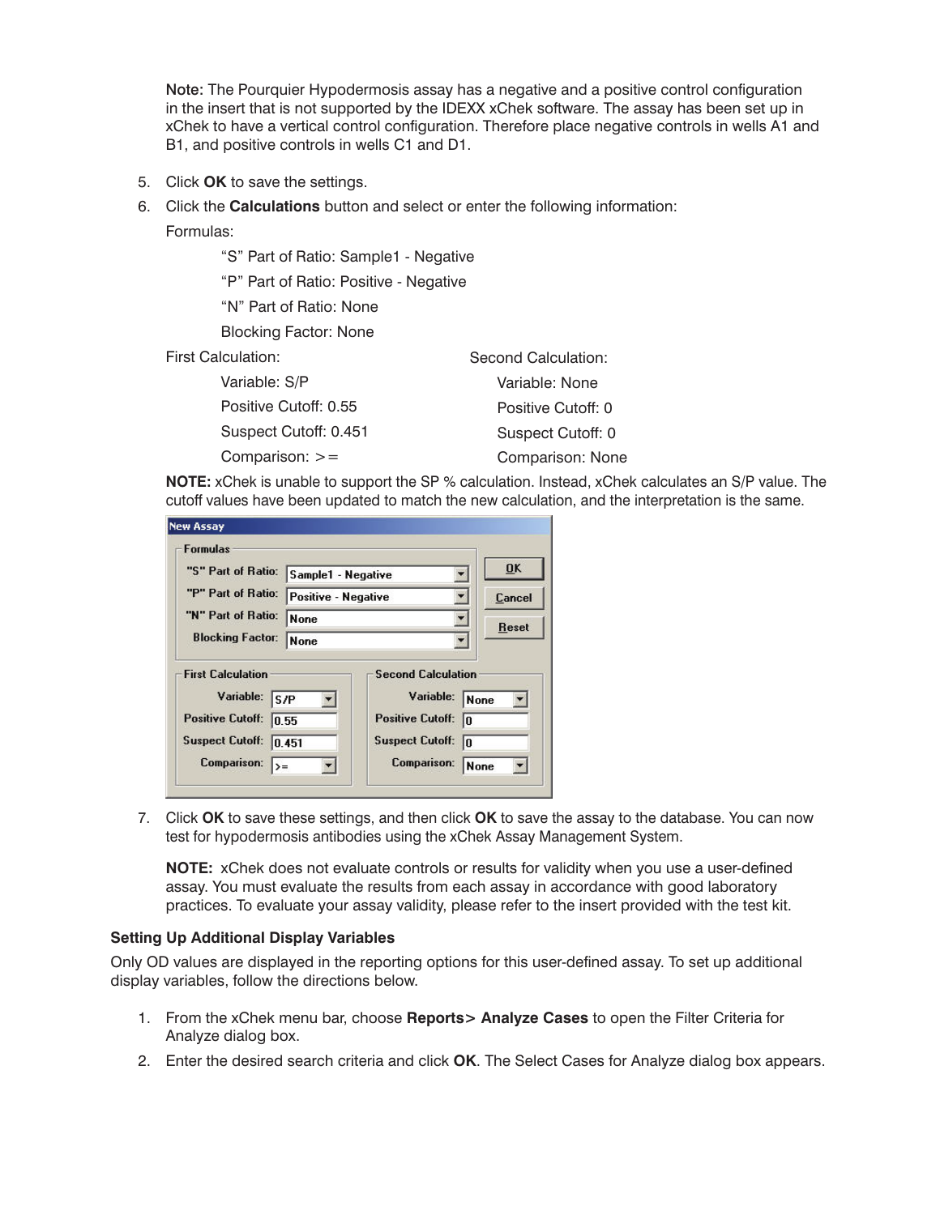**Note:** The Pourquier Hypodermosis assay has a negative and a positive control configuration in the insert that is not supported by the IDEXX xChek software. The assay has been set up in xChek to have a vertical control configuration. Therefore place negative controls in wells A1 and B1, and positive controls in wells C1 and D1.

5. Click **OK** to save the settings.
6. Click the **Calculations** button and select or enter the following information:

   Formulas:

   "S" Part of Ratio: Sample1 - Negative

   "P" Part of Ratio: Positive - Negative

   "N" Part of Ratio: None

   Blocking Factor: None

   First Calculation:

   Variable: S/P

   Positive Cutoff: 0.55

   Suspect Cutoff: 0.451

   Comparison: >=

   Second Calculation:

   Variable: None

   Positive Cutoff: 0

   Suspect Cutoff: 0

   Comparison: None

   **NOTE:** xChek is unable to support the SP % calculation. Instead, xChek calculates an S/P value. The cutoff values have been updated to match the new calculation, and the interpretation is the same.

7. Click **OK** to save these settings, and then click **OK** to save the assay to the database. You can now test for hypodermosis antibodies using the xChek Assay Management System.

   **NOTE:** xChek does not evaluate controls or results for validity when you use a user-defined assay. You must evaluate the results from each assay in accordance with good laboratory practices. To evaluate your assay validity, please refer to the insert provided with the test kit.

**Setting Up Additional Display Variables**

Only OD values are displayed in the reporting options for this user-defined assay. To set up additional display variables, follow the directions below.

1. From the xChek menu bar, choose **Reports> Analyze Cases** to open the Filter Criteria for Analyze dialog box.
2. Enter the desired search criteria and click **OK**. The Select Cases for Analyze dialog box appears.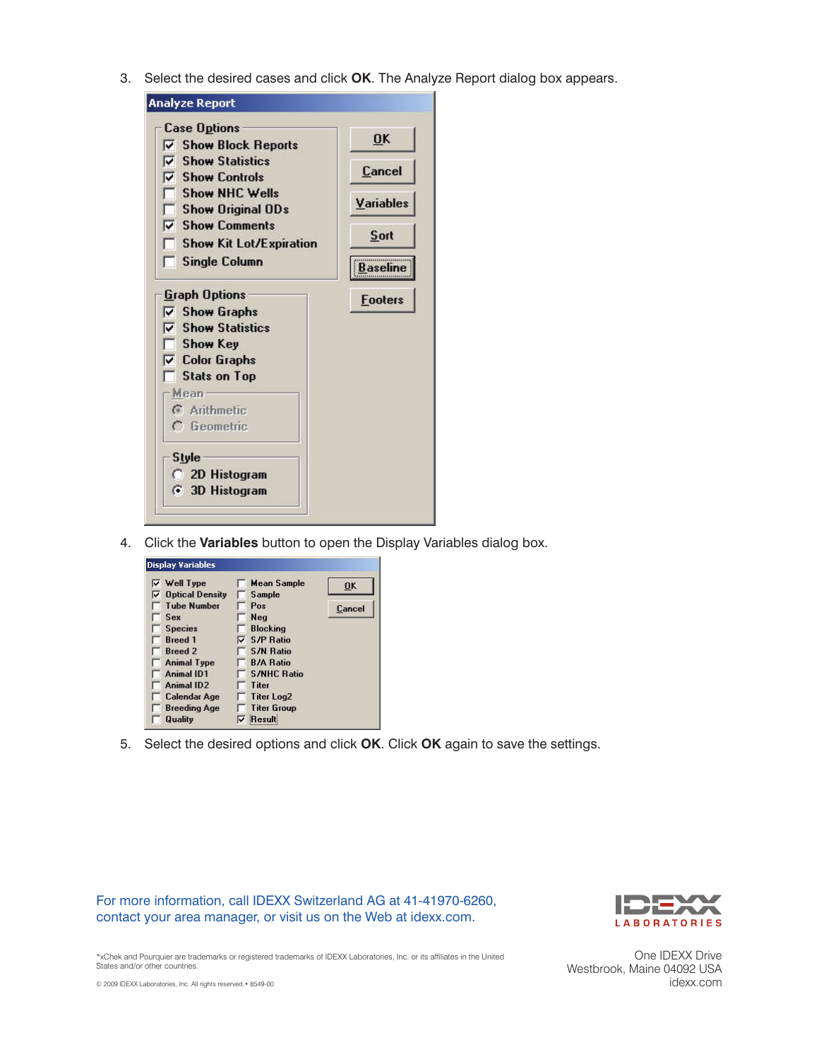3. Select the desired cases and click **OK**. The Analyze Report dialog box appears.

Analyze Report

Case Options
- [x] Show Block Reports
- [x] Show Statistics
- [x] Show Controls
- [ ] Show NHC Wells
- [ ] Show Original ODs
- [x] Show Comments
- [ ] Show Kit Lot/Expiration
- [ ] Single Column

Graph Options
- [x] Show Graphs
- [x] Show Statistics
- [ ] Show Key
- [x] Color Graphs
- [ ] Stats on Top

Mean
- (•) Arithmetic
- ( ) Geometric

Style
- ( ) 2D Histogram
- (•) 3D Histogram

OK | Cancel | Variables | Sort | Baseline | Footers

4. Click the **Variables** button to open the Display Variables dialog box.

Display Variables

- [x] Well Type
- [x] Optical Density
- [ ] Tube Number
- [ ] Sex
- [ ] Species
- [ ] Breed 1
- [ ] Breed 2
- [ ] Animal Type
- [ ] Animal ID1
- [ ] Animal ID2
- [ ] Calendar Age
- [ ] Breeding Age
- [ ] Quality
- [ ] Mean Sample
- [ ] Sample
- [ ] Pos
- [ ] Neg
- [ ] Blocking
- [x] S/P Ratio
- [ ] S/N Ratio
- [ ] B/A Ratio
- [ ] S/NHC Ratio
- [ ] Titer
- [ ] Titer Log2
- [ ] Titer Group
- [x] Result

OK | Cancel

5. Select the desired options and click **OK**. Click **OK** again to save the settings.

For more information, call IDEXX Switzerland AG at 41-41970-6260, contact your area manager, or visit us on the Web at idexx.com.

IDEXX LABORATORIES

*xChek and Pourquier are trademarks or registered trademarks of IDEXX Laboratories, Inc. or its affiliates in the United States and/or other countries.

© 2009 IDEXX Laboratories, Inc. All rights reserved. • 8549-00

One IDEXX Drive
Westbrook, Maine 04092 USA
idexx.com